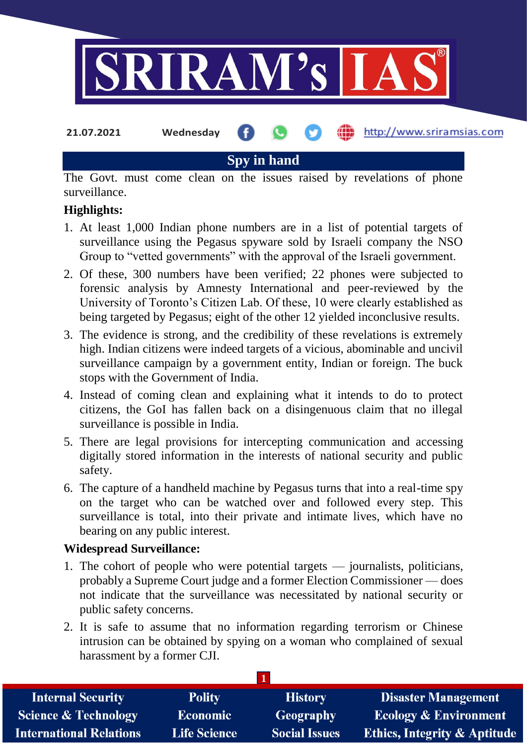21.07.2021 Wednesday http://www.sriramsias.com

# Spy in hand

The Govt. must come clean on the issues raised by revelations of phone surveillance.

**Highlights:**

1. At least 1,000 Indian phone numbers are in a list of potential targets of surveillance using the Pegasus spyware sold by Israeli company the NSO Group to "vetted governments" with the approval of the Israeli government.
2. Of these, 300 numbers have been verified; 22 phones were subjected to forensic analysis by Amnesty International and peer-reviewed by the University of Toronto's Citizen Lab. Of these, 10 were clearly established as being targeted by Pegasus; eight of the other 12 yielded inconclusive results.
3. The evidence is strong, and the credibility of these revelations is extremely high. Indian citizens were indeed targets of a vicious, abominable and uncivil surveillance campaign by a government entity, Indian or foreign. The buck stops with the Government of India.
4. Instead of coming clean and explaining what it intends to do to protect citizens, the GoI has fallen back on a disingenuous claim that no illegal surveillance is possible in India.
5. There are legal provisions for intercepting communication and accessing digitally stored information in the interests of national security and public safety.
6. The capture of a handheld machine by Pegasus turns that into a real-time spy on the target who can be watched over and followed every step. This surveillance is total, into their private and intimate lives, which have no bearing on any public interest.

**Widespread Surveillance:**

1. The cohort of people who were potential targets — journalists, politicians, probably a Supreme Court judge and a former Election Commissioner — does not indicate that the surveillance was necessitated by national security or public safety concerns.
2. It is safe to assume that no information regarding terrorism or Chinese intrusion can be obtained by spying on a woman who complained of sexual harassment by a former CJI.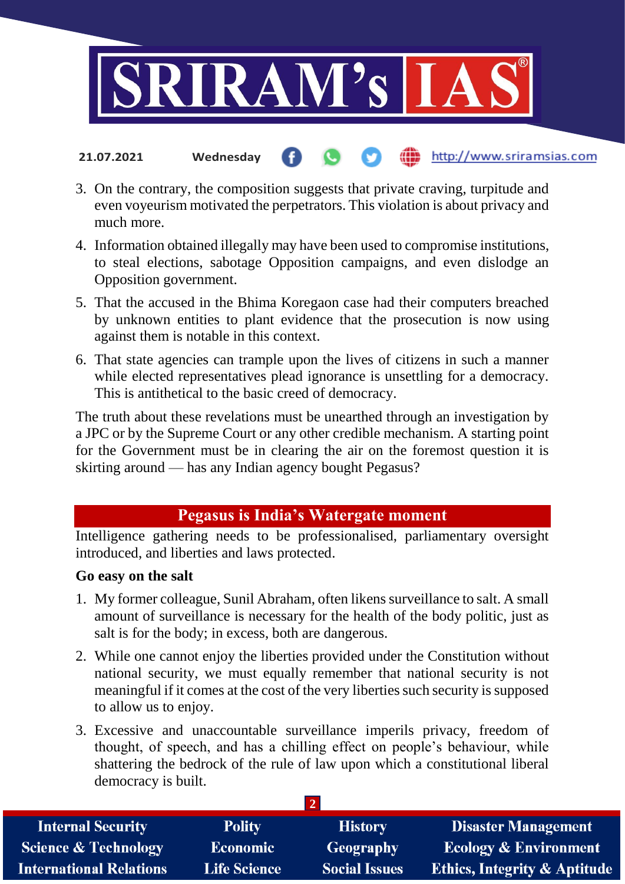3. On the contrary, the composition suggests that private craving, turpitude and even voyeurism motivated the perpetrators. This violation is about privacy and much more.
4. Information obtained illegally may have been used to compromise institutions, to steal elections, sabotage Opposition campaigns, and even dislodge an Opposition government.
5. That the accused in the Bhima Koregaon case had their computers breached by unknown entities to plant evidence that the prosecution is now using against them is notable in this context.
6. That state agencies can trample upon the lives of citizens in such a manner while elected representatives plead ignorance is unsettling for a democracy. This is antithetical to the basic creed of democracy.

The truth about these revelations must be unearthed through an investigation by a JPC or by the Supreme Court or any other credible mechanism. A starting point for the Government must be in clearing the air on the foremost question it is skirting around — has any Indian agency bought Pegasus?

## Pegasus is India's Watergate moment

Intelligence gathering needs to be professionalised, parliamentary oversight introduced, and liberties and laws protected.

**Go easy on the salt**

1. My former colleague, Sunil Abraham, often likens surveillance to salt. A small amount of surveillance is necessary for the health of the body politic, just as salt is for the body; in excess, both are dangerous.
2. While one cannot enjoy the liberties provided under the Constitution without national security, we must equally remember that national security is not meaningful if it comes at the cost of the very liberties such security is supposed to allow us to enjoy.
3. Excessive and unaccountable surveillance imperils privacy, freedom of thought, of speech, and has a chilling effect on people's behaviour, while shattering the bedrock of the rule of law upon which a constitutional liberal democracy is built.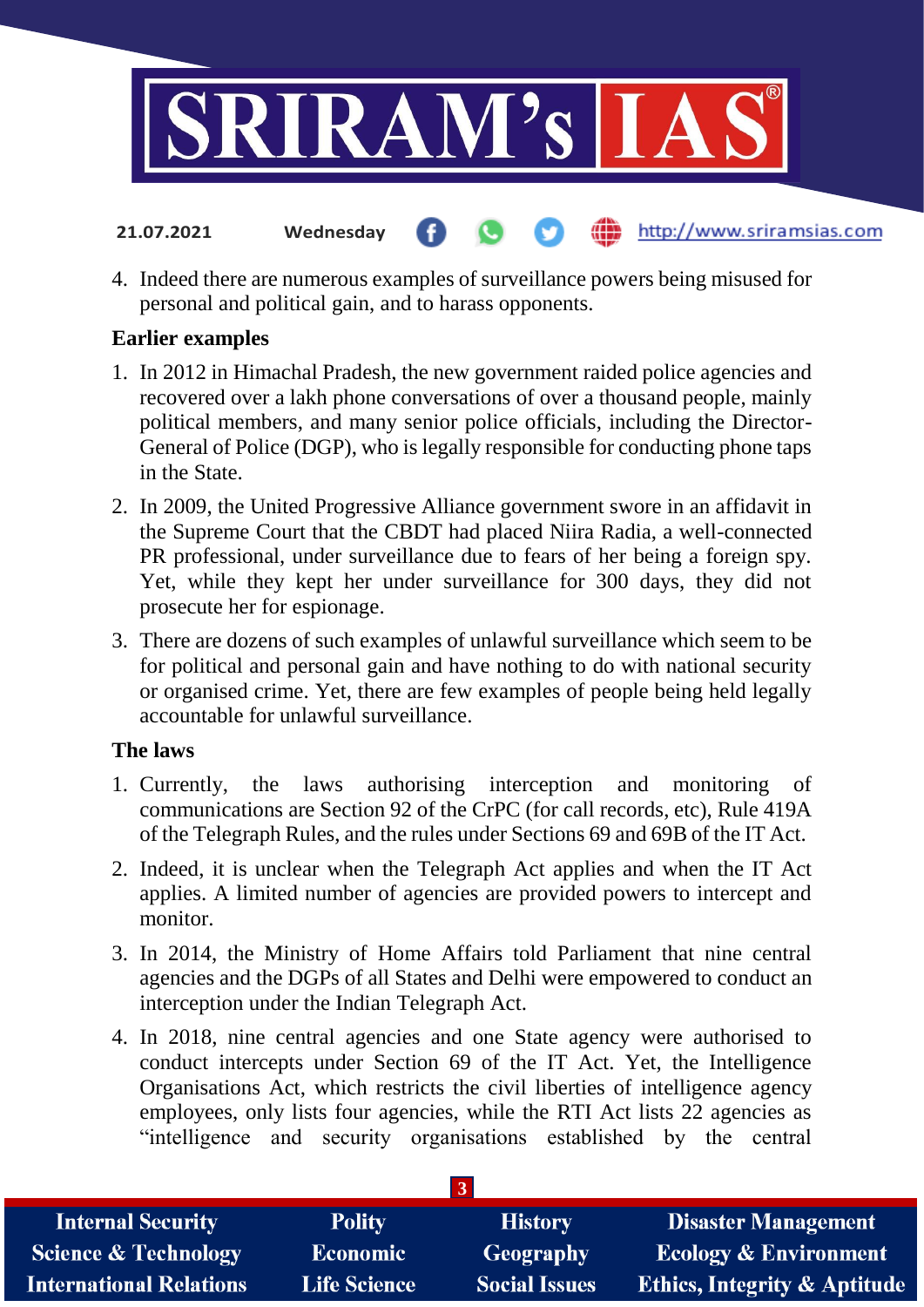4. Indeed there are numerous examples of surveillance powers being misused for personal and political gain, and to harass opponents.

**Earlier examples**

1. In 2012 in Himachal Pradesh, the new government raided police agencies and recovered over a lakh phone conversations of over a thousand people, mainly political members, and many senior police officials, including the Director-General of Police (DGP), who is legally responsible for conducting phone taps in the State.
2. In 2009, the United Progressive Alliance government swore in an affidavit in the Supreme Court that the CBDT had placed Niira Radia, a well-connected PR professional, under surveillance due to fears of her being a foreign spy. Yet, while they kept her under surveillance for 300 days, they did not prosecute her for espionage.
3. There are dozens of such examples of unlawful surveillance which seem to be for political and personal gain and have nothing to do with national security or organised crime. Yet, there are few examples of people being held legally accountable for unlawful surveillance.

**The laws**

1. Currently, the laws authorising interception and monitoring of communications are Section 92 of the CrPC (for call records, etc), Rule 419A of the Telegraph Rules, and the rules under Sections 69 and 69B of the IT Act.
2. Indeed, it is unclear when the Telegraph Act applies and when the IT Act applies. A limited number of agencies are provided powers to intercept and monitor.
3. In 2014, the Ministry of Home Affairs told Parliament that nine central agencies and the DGPs of all States and Delhi were empowered to conduct an interception under the Indian Telegraph Act.
4. In 2018, nine central agencies and one State agency were authorised to conduct intercepts under Section 69 of the IT Act. Yet, the Intelligence Organisations Act, which restricts the civil liberties of intelligence agency employees, only lists four agencies, while the RTI Act lists 22 agencies as "intelligence and security organisations established by the central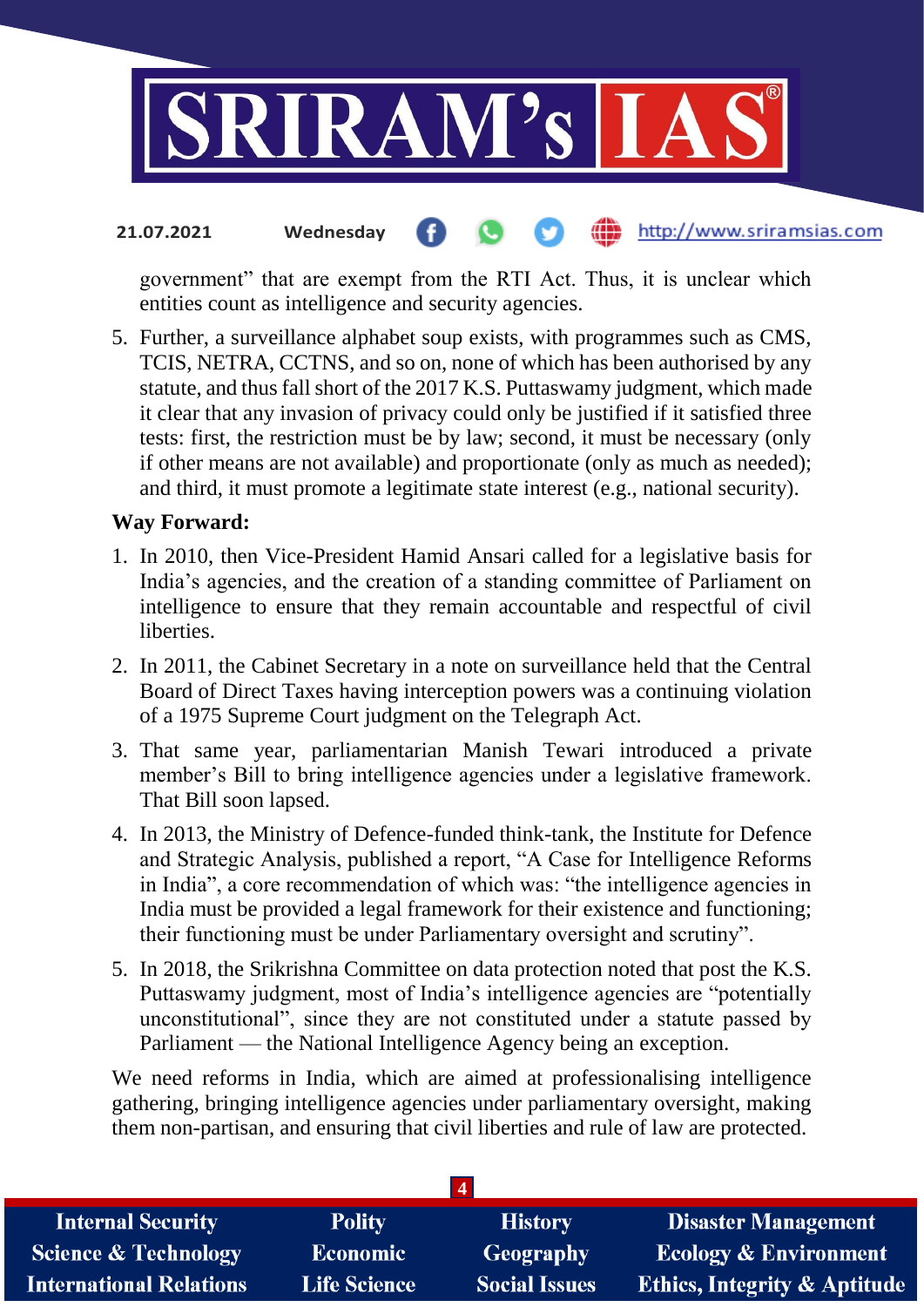government" that are exempt from the RTI Act. Thus, it is unclear which entities count as intelligence and security agencies.

5. Further, a surveillance alphabet soup exists, with programmes such as CMS, TCIS, NETRA, CCTNS, and so on, none of which has been authorised by any statute, and thus fall short of the 2017 K.S. Puttaswamy judgment, which made it clear that any invasion of privacy could only be justified if it satisfied three tests: first, the restriction must be by law; second, it must be necessary (only if other means are not available) and proportionate (only as much as needed); and third, it must promote a legitimate state interest (e.g., national security).

**Way Forward:**

1. In 2010, then Vice-President Hamid Ansari called for a legislative basis for India's agencies, and the creation of a standing committee of Parliament on intelligence to ensure that they remain accountable and respectful of civil liberties.
2. In 2011, the Cabinet Secretary in a note on surveillance held that the Central Board of Direct Taxes having interception powers was a continuing violation of a 1975 Supreme Court judgment on the Telegraph Act.
3. That same year, parliamentarian Manish Tewari introduced a private member's Bill to bring intelligence agencies under a legislative framework. That Bill soon lapsed.
4. In 2013, the Ministry of Defence-funded think-tank, the Institute for Defence and Strategic Analysis, published a report, "A Case for Intelligence Reforms in India", a core recommendation of which was: "the intelligence agencies in India must be provided a legal framework for their existence and functioning; their functioning must be under Parliamentary oversight and scrutiny".
5. In 2018, the Srikrishna Committee on data protection noted that post the K.S. Puttaswamy judgment, most of India's intelligence agencies are "potentially unconstitutional", since they are not constituted under a statute passed by Parliament — the National Intelligence Agency being an exception.

We need reforms in India, which are aimed at professionalising intelligence gathering, bringing intelligence agencies under parliamentary oversight, making them non-partisan, and ensuring that civil liberties and rule of law are protected.